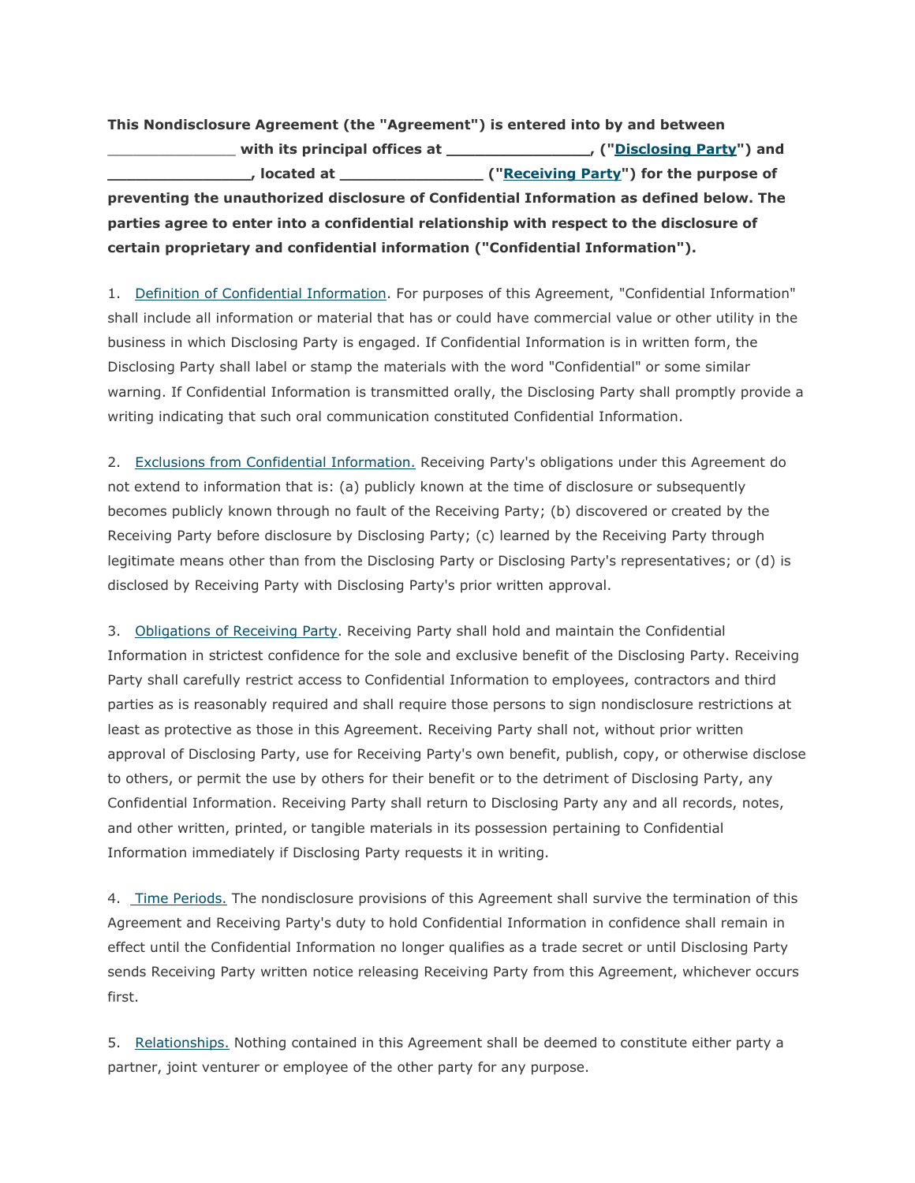**This Nondisclosure Agreement (the "Agreement") is entered into by and between _______________ with its principal offices at ________________, ("Disclosing Party") and ________________, located at ________________ ("Receiving Party") for the purpose of preventing the unauthorized disclosure of Confidential Information as defined below. The parties agree to enter into a confidential relationship with respect to the disclosure of certain proprietary and confidential information ("Confidential Information").**

1. Definition of Confidential Information. For purposes of this Agreement, "Confidential Information" shall include all information or material that has or could have commercial value or other utility in the business in which Disclosing Party is engaged. If Confidential Information is in written form, the Disclosing Party shall label or stamp the materials with the word "Confidential" or some similar warning. If Confidential Information is transmitted orally, the Disclosing Party shall promptly provide a writing indicating that such oral communication constituted Confidential Information.

2. Exclusions from Confidential Information. Receiving Party's obligations under this Agreement do not extend to information that is: (a) publicly known at the time of disclosure or subsequently becomes publicly known through no fault of the Receiving Party; (b) discovered or created by the Receiving Party before disclosure by Disclosing Party; (c) learned by the Receiving Party through legitimate means other than from the Disclosing Party or Disclosing Party's representatives; or (d) is disclosed by Receiving Party with Disclosing Party's prior written approval.

3. Obligations of Receiving Party. Receiving Party shall hold and maintain the Confidential Information in strictest confidence for the sole and exclusive benefit of the Disclosing Party. Receiving Party shall carefully restrict access to Confidential Information to employees, contractors and third parties as is reasonably required and shall require those persons to sign nondisclosure restrictions at least as protective as those in this Agreement. Receiving Party shall not, without prior written approval of Disclosing Party, use for Receiving Party's own benefit, publish, copy, or otherwise disclose to others, or permit the use by others for their benefit or to the detriment of Disclosing Party, any Confidential Information. Receiving Party shall return to Disclosing Party any and all records, notes, and other written, printed, or tangible materials in its possession pertaining to Confidential Information immediately if Disclosing Party requests it in writing.

4. Time Periods. The nondisclosure provisions of this Agreement shall survive the termination of this Agreement and Receiving Party's duty to hold Confidential Information in confidence shall remain in effect until the Confidential Information no longer qualifies as a trade secret or until Disclosing Party sends Receiving Party written notice releasing Receiving Party from this Agreement, whichever occurs first.

5. Relationships. Nothing contained in this Agreement shall be deemed to constitute either party a partner, joint venturer or employee of the other party for any purpose.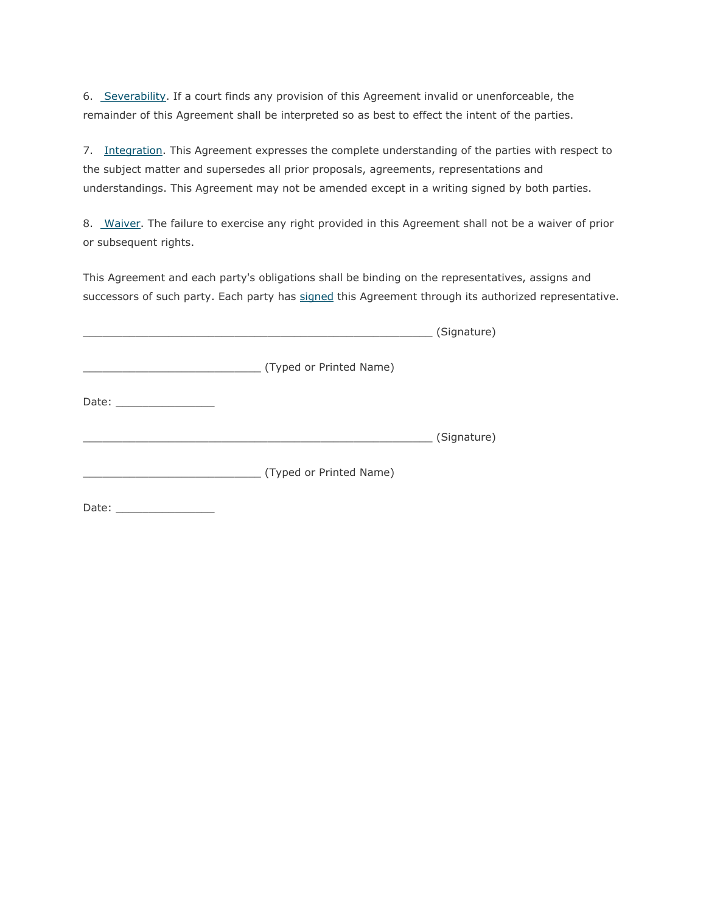6. Severability. If a court finds any provision of this Agreement invalid or unenforceable, the remainder of this Agreement shall be interpreted so as best to effect the intent of the parties.

7. Integration. This Agreement expresses the complete understanding of the parties with respect to the subject matter and supersedes all prior proposals, agreements, representations and understandings. This Agreement may not be amended except in a writing signed by both parties.

8. Waiver. The failure to exercise any right provided in this Agreement shall not be a waiver of prior or subsequent rights.

This Agreement and each party's obligations shall be binding on the representatives, assigns and successors of such party. Each party has signed this Agreement through its authorized representative.

_______________________________________________________ (Signature)

____________________________ (Typed or Printed Name)

Date: _______________

_______________________________________________________ (Signature)

____________________________ (Typed or Printed Name)

Date: _______________